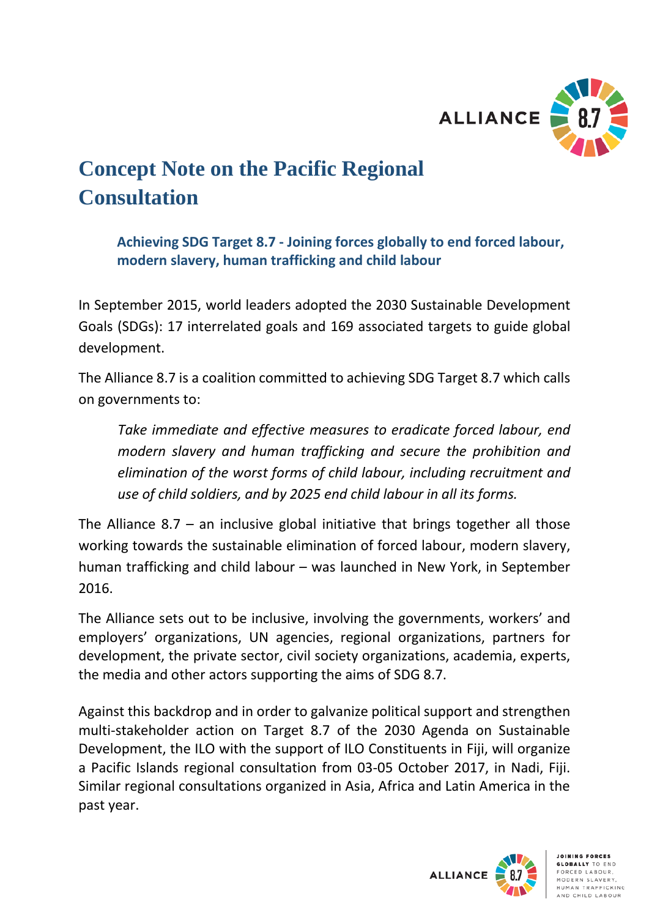# Concept Note on the Pacific Regional Consultation

### Achieving SDG Target 8.7 - Joining forces globally to end forced labour, modern slavery, human trafficking and child labour

In September 2015, world leaders adopted the 2030 Sustainable Development Goals (SDGs): 17 interrelated goals and 169 associated targets to guide global development.

The Alliance 8.7 is a coalition committed to achieving SDG Target 8.7 which calls on governments to:

> *Take immediate and effective measures to eradicate forced labour, end modern slavery and human trafficking and secure the prohibition and elimination of the worst forms of child labour, including recruitment and use of child soldiers, and by 2025 end child labour in all its forms.*

The Alliance 8.7 – an inclusive global initiative that brings together all those working towards the sustainable elimination of forced labour, modern slavery, human trafficking and child labour – was launched in New York, in September 2016.

The Alliance sets out to be inclusive, involving the governments, workers' and employers' organizations, UN agencies, regional organizations, partners for development, the private sector, civil society organizations, academia, experts, the media and other actors supporting the aims of SDG 8.7.

Against this backdrop and in order to galvanize political support and strengthen multi-stakeholder action on Target 8.7 of the 2030 Agenda on Sustainable Development, the ILO with the support of ILO Constituents in Fiji, will organize a Pacific Islands regional consultation from 03-05 October 2017, in Nadi, Fiji. Similar regional consultations organized in Asia, Africa and Latin America in the past year.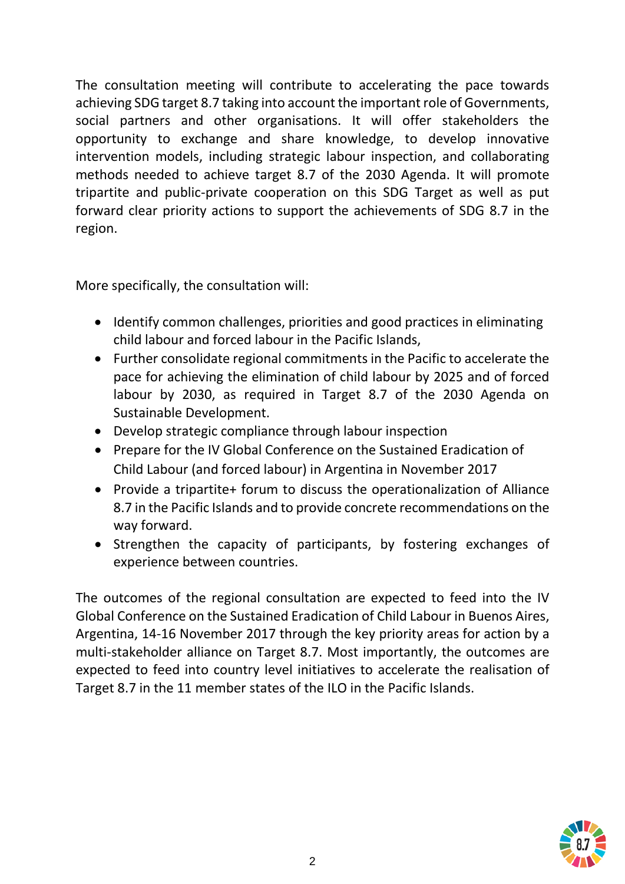The consultation meeting will contribute to accelerating the pace towards achieving SDG target 8.7 taking into account the important role of Governments, social partners and other organisations. It will offer stakeholders the opportunity to exchange and share knowledge, to develop innovative intervention models, including strategic labour inspection, and collaborating methods needed to achieve target 8.7 of the 2030 Agenda. It will promote tripartite and public-private cooperation on this SDG Target as well as put forward clear priority actions to support the achievements of SDG 8.7 in the region.

More specifically, the consultation will:

- Identify common challenges, priorities and good practices in eliminating child labour and forced labour in the Pacific Islands,
- Further consolidate regional commitments in the Pacific to accelerate the pace for achieving the elimination of child labour by 2025 and of forced labour by 2030, as required in Target 8.7 of the 2030 Agenda on Sustainable Development.
- Develop strategic compliance through labour inspection
- Prepare for the IV Global Conference on the Sustained Eradication of Child Labour (and forced labour) in Argentina in November 2017
- Provide a tripartite+ forum to discuss the operationalization of Alliance 8.7 in the Pacific Islands and to provide concrete recommendations on the way forward.
- Strengthen the capacity of participants, by fostering exchanges of experience between countries.

The outcomes of the regional consultation are expected to feed into the IV Global Conference on the Sustained Eradication of Child Labour in Buenos Aires, Argentina, 14-16 November 2017 through the key priority areas for action by a multi-stakeholder alliance on Target 8.7. Most importantly, the outcomes are expected to feed into country level initiatives to accelerate the realisation of Target 8.7 in the 11 member states of the ILO in the Pacific Islands.